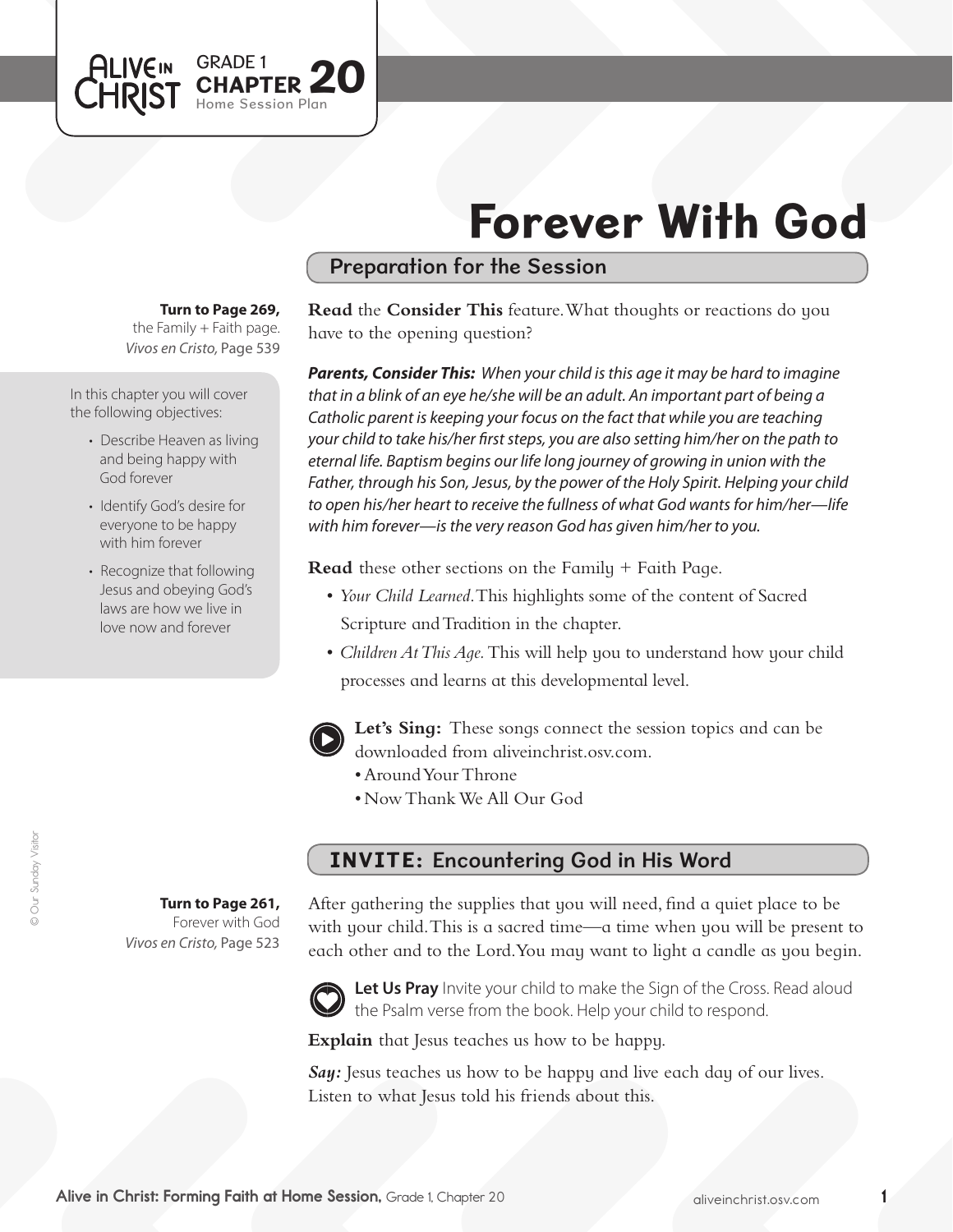GRADE 1
**CHAPTER 20**
Home Session Plan

# Forever With God

## Preparation for the Session

**Turn to Page 269,** the Family + Faith page.
*Vivos en Cristo,* Page 539

In this chapter you will cover the following objectives:

- Describe Heaven as living and being happy with God forever
- Identify God's desire for everyone to be happy with him forever
- Recognize that following Jesus and obeying God's laws are how we live in love now and forever

**Read** the **Consider This** feature. What thoughts or reactions do you have to the opening question?

***Parents, Consider This:*** *When your child is this age it may be hard to imagine that in a blink of an eye he/she will be an adult. An important part of being a Catholic parent is keeping your focus on the fact that while you are teaching your child to take his/her first steps, you are also setting him/her on the path to eternal life. Baptism begins our life long journey of growing in union with the Father, through his Son, Jesus, by the power of the Holy Spirit. Helping your child to open his/her heart to receive the fullness of what God wants for him/her—life with him forever—is the very reason God has given him/her to you.*

**Read** these other sections on the Family + Faith Page.

- *Your Child Learned.* This highlights some of the content of Sacred Scripture and Tradition in the chapter.
- *Children At This Age.* This will help you to understand how your child processes and learns at this developmental level.

**Let's Sing:** These songs connect the session topics and can be downloaded from aliveinchrist.osv.com.

- Around Your Throne
- Now Thank We All Our God

## INVITE: Encountering God in His Word

**Turn to Page 261,** Forever with God
*Vivos en Cristo,* Page 523

After gathering the supplies that you will need, find a quiet place to be with your child. This is a sacred time—a time when you will be present to each other and to the Lord. You may want to light a candle as you begin.

**Let Us Pray** Invite your child to make the Sign of the Cross. Read aloud the Psalm verse from the book. Help your child to respond.

**Explain** that Jesus teaches us how to be happy.

***Say:*** Jesus teaches us how to be happy and live each day of our lives. Listen to what Jesus told his friends about this.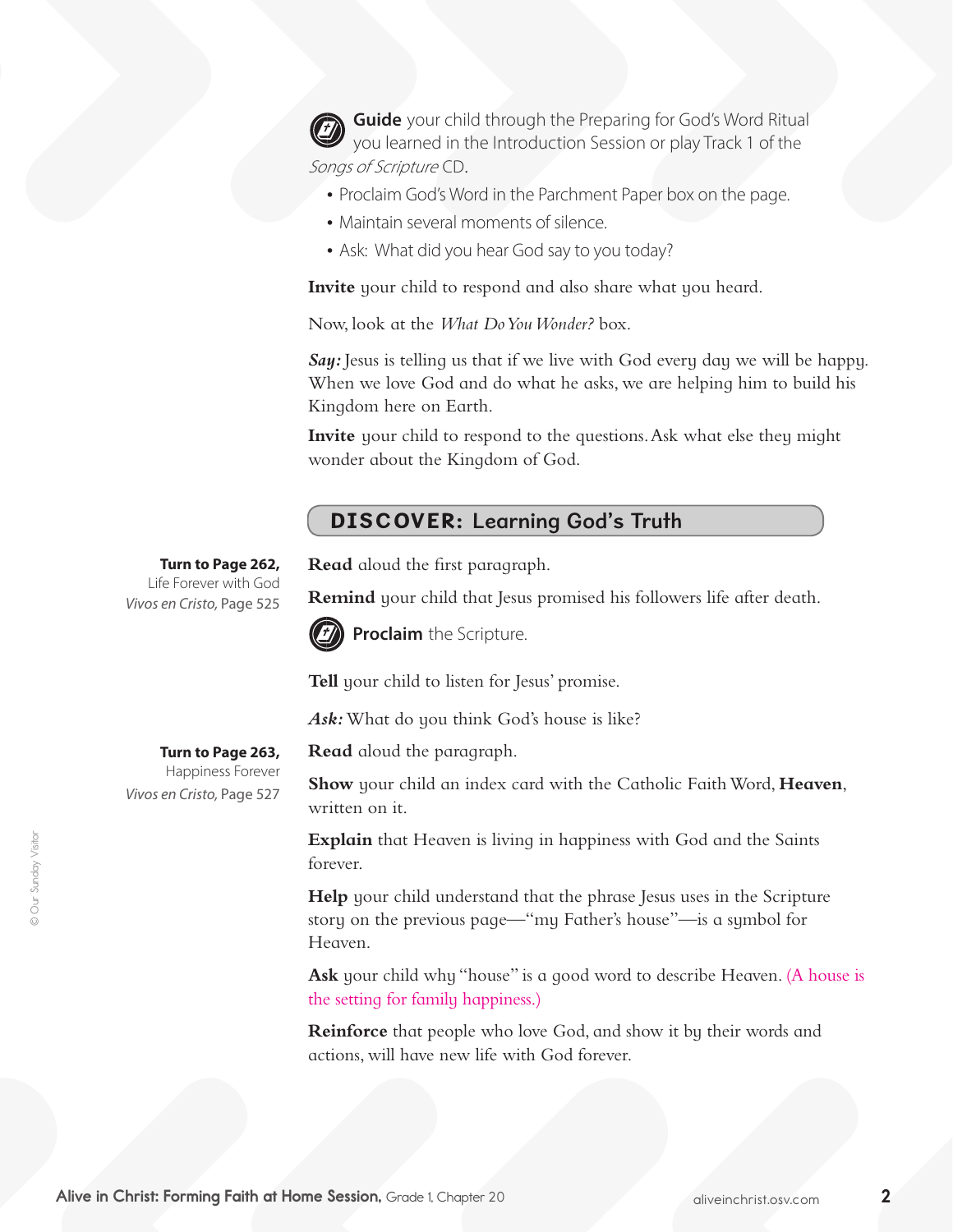**Guide** your child through the Preparing for God's Word Ritual you learned in the Introduction Session or play Track 1 of the *Songs of Scripture* CD.

- Proclaim God's Word in the Parchment Paper box on the page.
- Maintain several moments of silence.
- Ask: What did you hear God say to you today?

**Invite** your child to respond and also share what you heard.

Now, look at the *What Do You Wonder?* box.

***Say:*** Jesus is telling us that if we live with God every day we will be happy. When we love God and do what he asks, we are helping him to build his Kingdom here on Earth.

**Invite** your child to respond to the questions. Ask what else they might wonder about the Kingdom of God.

## DISCOVER: Learning God's Truth

**Turn to Page 262,** Life Forever with God
*Vivos en Cristo,* Page 525

**Read** aloud the first paragraph.

**Remind** your child that Jesus promised his followers life after death.

**Proclaim** the Scripture.

**Tell** your child to listen for Jesus' promise.

***Ask:*** What do you think God's house is like?

**Turn to Page 263,** Happiness Forever
*Vivos en Cristo,* Page 527

**Read** aloud the paragraph.

**Show** your child an index card with the Catholic Faith Word, **Heaven**, written on it.

**Explain** that Heaven is living in happiness with God and the Saints forever.

**Help** your child understand that the phrase Jesus uses in the Scripture story on the previous page—"my Father's house"—is a symbol for Heaven.

**Ask** your child why "house" is a good word to describe Heaven. (A house is the setting for family happiness.)

**Reinforce** that people who love God, and show it by their words and actions, will have new life with God forever.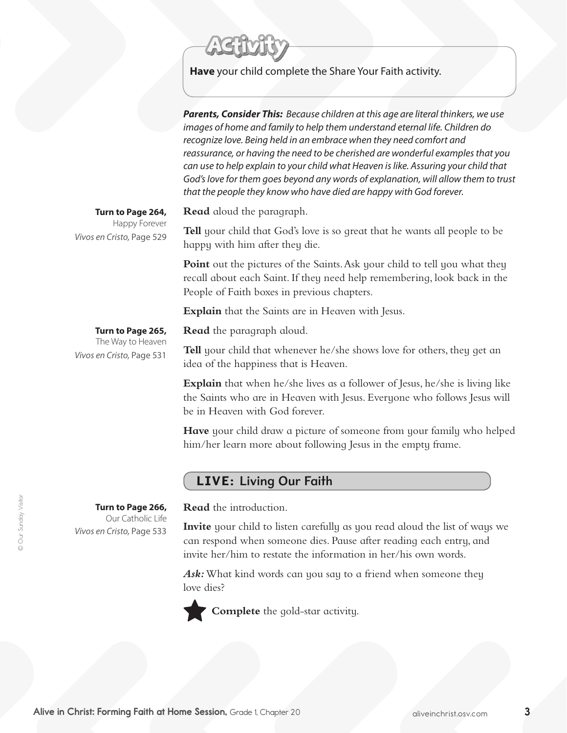## Activity

**Have** your child complete the Share Your Faith activity.

***Parents, Consider This:*** *Because children at this age are literal thinkers, we use images of home and family to help them understand eternal life. Children do recognize love. Being held in an embrace when they need comfort and reassurance, or having the need to be cherished are wonderful examples that you can use to help explain to your child what Heaven is like. Assuring your child that God's love for them goes beyond any words of explanation, will allow them to trust that the people they know who have died are happy with God forever.*

**Turn to Page 264,**
Happy Forever
*Vivos en Cristo,* Page 529

**Read** aloud the paragraph.

**Tell** your child that God's love is so great that he wants all people to be happy with him after they die.

**Point** out the pictures of the Saints. Ask your child to tell you what they recall about each Saint. If they need help remembering, look back in the People of Faith boxes in previous chapters.

**Explain** that the Saints are in Heaven with Jesus.

**Turn to Page 265,**
The Way to Heaven
*Vivos en Cristo,* Page 531

**Read** the paragraph aloud.

**Tell** your child that whenever he/she shows love for others, they get an idea of the happiness that is Heaven.

**Explain** that when he/she lives as a follower of Jesus, he/she is living like the Saints who are in Heaven with Jesus. Everyone who follows Jesus will be in Heaven with God forever.

**Have** your child draw a picture of someone from your family who helped him/her learn more about following Jesus in the empty frame.

## LIVE: Living Our Faith

**Turn to Page 266,**
Our Catholic Life
*Vivos en Cristo,* Page 533

**Read** the introduction.

**Invite** your child to listen carefully as you read aloud the list of ways we can respond when someone dies. Pause after reading each entry, and invite her/him to restate the information in her/his own words.

***Ask:*** What kind words can you say to a friend when someone they love dies?

★ **Complete** the gold-star activity.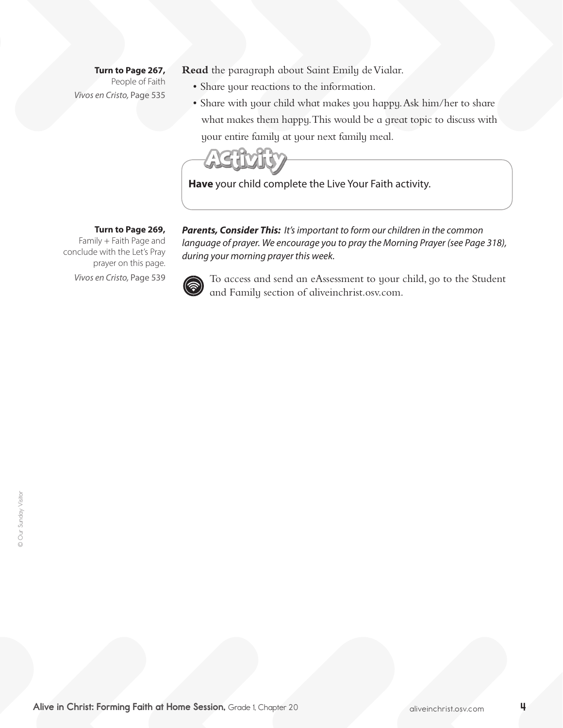**Turn to Page 267,**
People of Faith
*Vivos en Cristo,* Page 535

**Read** the paragraph about Saint Emily de Vialar.

- Share your reactions to the information.
- Share with your child what makes you happy. Ask him/her to share what makes them happy. This would be a great topic to discuss with your entire family at your next family meal.

**Activity**

**Have** your child complete the Live Your Faith activity.

**Turn to Page 269,**
Family + Faith Page and conclude with the Let's Pray prayer on this page.
*Vivos en Cristo,* Page 539

***Parents, Consider This:*** *It's important to form our children in the common language of prayer. We encourage you to pray the Morning Prayer (see Page 318), during your morning prayer this week.*

To access and send an eAssessment to your child, go to the Student and Family section of aliveinchrist.osv.com.

© Our Sunday Visitor

**Alive in Christ: Forming Faith at Home Session,** Grade 1, Chapter 20